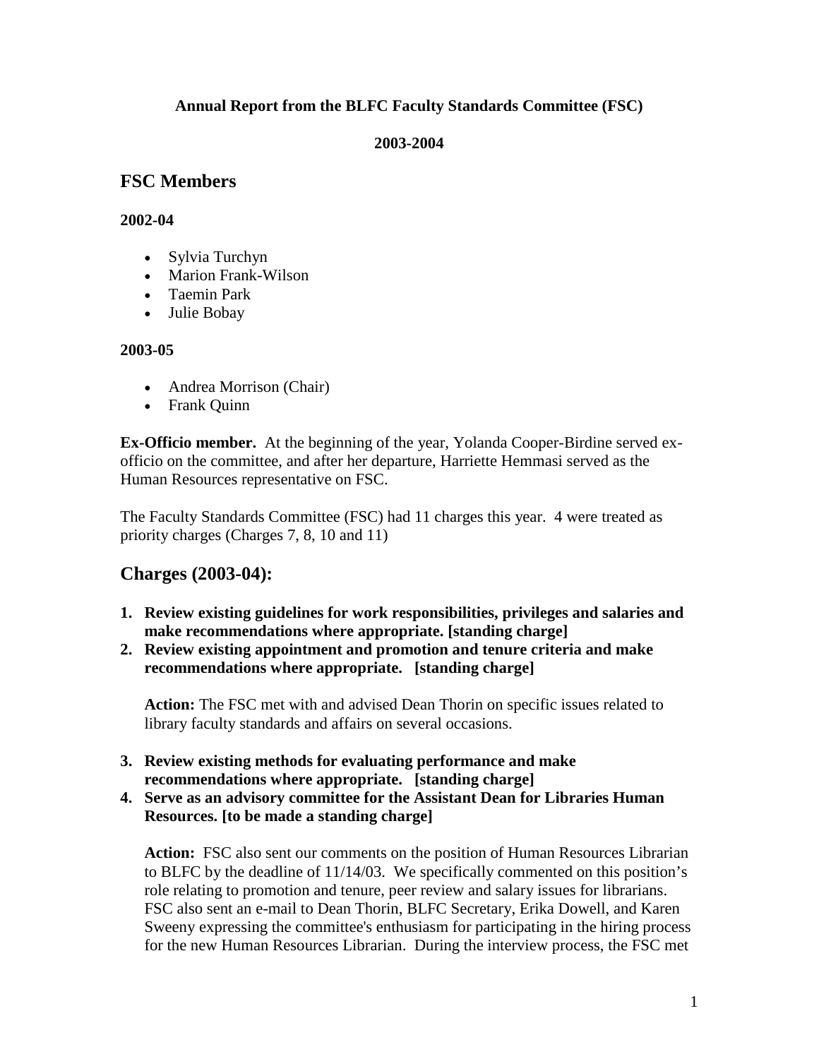**Annual Report from the BLFC Faculty Standards Committee (FSC)**

**2003-2004**

## FSC Members

**2002-04**

- Sylvia Turchyn
- Marion Frank-Wilson
- Taemin Park
- Julie Bobay

**2003-05**

- Andrea Morrison (Chair)
- Frank Quinn

**Ex-Officio member.** At the beginning of the year, Yolanda Cooper-Birdine served ex-officio on the committee, and after her departure, Harriette Hemmasi served as the Human Resources representative on FSC.

The Faculty Standards Committee (FSC) had 11 charges this year. 4 were treated as priority charges (Charges 7, 8, 10 and 11)

## Charges (2003-04):

1. **Review existing guidelines for work responsibilities, privileges and salaries and make recommendations where appropriate. [standing charge]**
2. **Review existing appointment and promotion and tenure criteria and make recommendations where appropriate. [standing charge]**

   **Action:** The FSC met with and advised Dean Thorin on specific issues related to library faculty standards and affairs on several occasions.

3. **Review existing methods for evaluating performance and make recommendations where appropriate. [standing charge]**
4. **Serve as an advisory committee for the Assistant Dean for Libraries Human Resources. [to be made a standing charge]**

   **Action:** FSC also sent our comments on the position of Human Resources Librarian to BLFC by the deadline of 11/14/03. We specifically commented on this position's role relating to promotion and tenure, peer review and salary issues for librarians. FSC also sent an e-mail to Dean Thorin, BLFC Secretary, Erika Dowell, and Karen Sweeny expressing the committee's enthusiasm for participating in the hiring process for the new Human Resources Librarian. During the interview process, the FSC met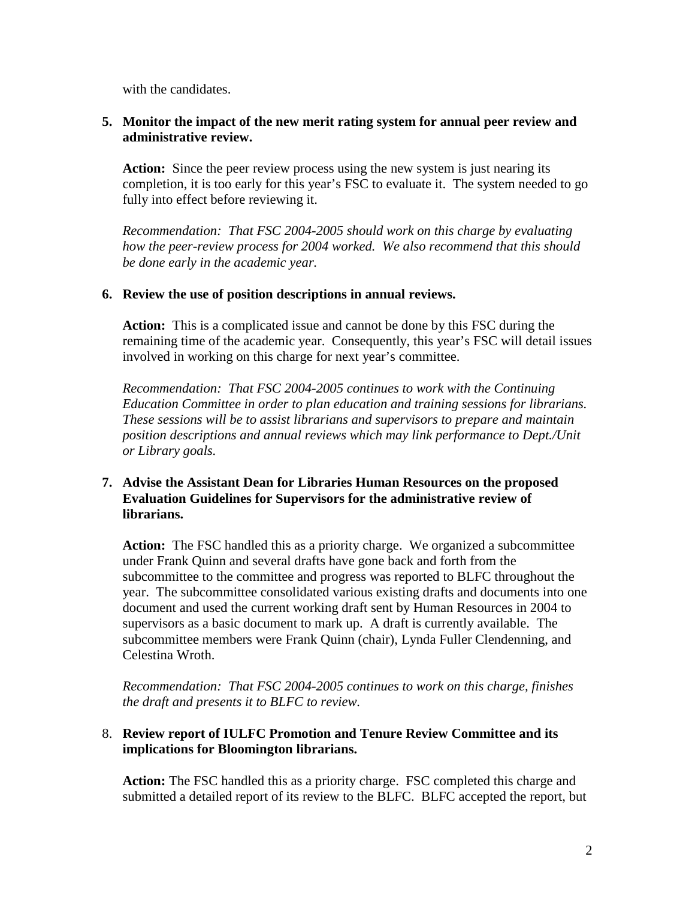with the candidates.

5. **Monitor the impact of the new merit rating system for annual peer review and administrative review.**

   **Action:** Since the peer review process using the new system is just nearing its completion, it is too early for this year's FSC to evaluate it. The system needed to go fully into effect before reviewing it.

   *Recommendation: That FSC 2004-2005 should work on this charge by evaluating how the peer-review process for 2004 worked. We also recommend that this should be done early in the academic year.*

6. **Review the use of position descriptions in annual reviews.**

   **Action:** This is a complicated issue and cannot be done by this FSC during the remaining time of the academic year. Consequently, this year's FSC will detail issues involved in working on this charge for next year's committee.

   *Recommendation: That FSC 2004-2005 continues to work with the Continuing Education Committee in order to plan education and training sessions for librarians. These sessions will be to assist librarians and supervisors to prepare and maintain position descriptions and annual reviews which may link performance to Dept./Unit or Library goals.*

7. **Advise the Assistant Dean for Libraries Human Resources on the proposed Evaluation Guidelines for Supervisors for the administrative review of librarians.**

   **Action:** The FSC handled this as a priority charge. We organized a subcommittee under Frank Quinn and several drafts have gone back and forth from the subcommittee to the committee and progress was reported to BLFC throughout the year. The subcommittee consolidated various existing drafts and documents into one document and used the current working draft sent by Human Resources in 2004 to supervisors as a basic document to mark up. A draft is currently available. The subcommittee members were Frank Quinn (chair), Lynda Fuller Clendenning, and Celestina Wroth.

   *Recommendation: That FSC 2004-2005 continues to work on this charge, finishes the draft and presents it to BLFC to review.*

8. **Review report of IULFC Promotion and Tenure Review Committee and its implications for Bloomington librarians.**

   **Action:** The FSC handled this as a priority charge. FSC completed this charge and submitted a detailed report of its review to the BLFC. BLFC accepted the report, but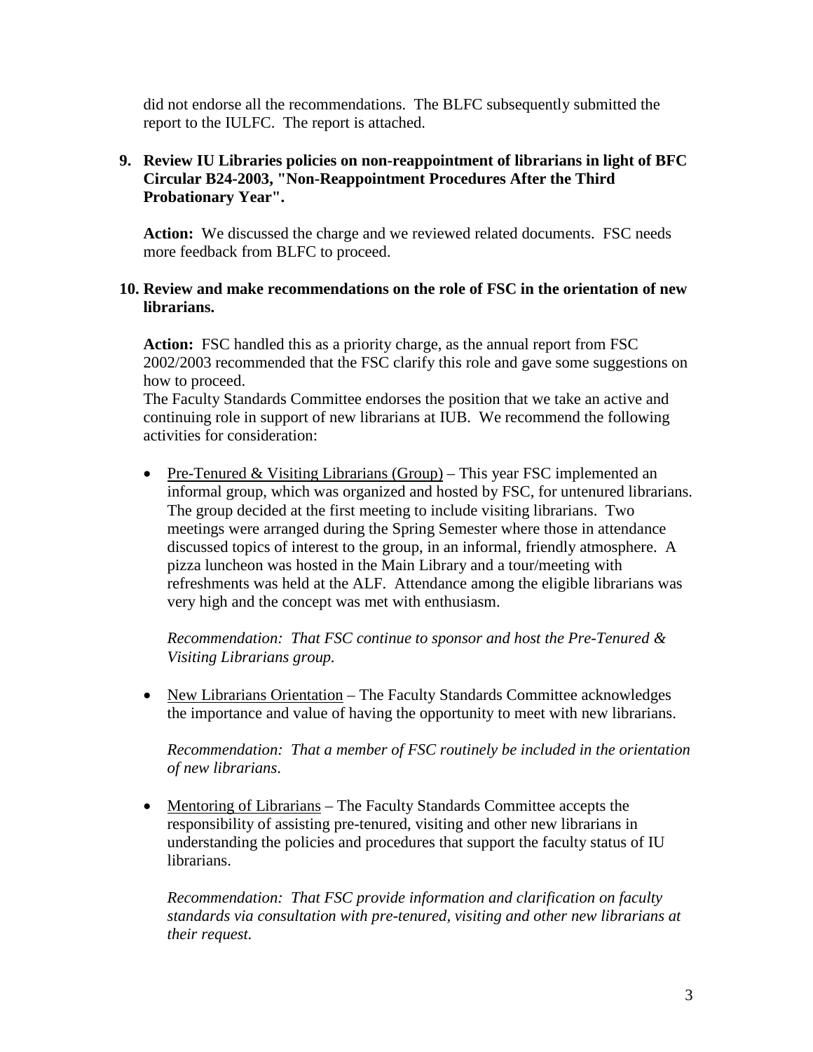did not endorse all the recommendations. The BLFC subsequently submitted the report to the IULFC. The report is attached.

**9. Review IU Libraries policies on non-reappointment of librarians in light of BFC Circular B24-2003, "Non-Reappointment Procedures After the Third Probationary Year".**

**Action:** We discussed the charge and we reviewed related documents. FSC needs more feedback from BLFC to proceed.

**10. Review and make recommendations on the role of FSC in the orientation of new librarians.**

**Action:** FSC handled this as a priority charge, as the annual report from FSC 2002/2003 recommended that the FSC clarify this role and gave some suggestions on how to proceed.

The Faculty Standards Committee endorses the position that we take an active and continuing role in support of new librarians at IUB. We recommend the following activities for consideration:

- <u>Pre-Tenured & Visiting Librarians (Group)</u> – This year FSC implemented an informal group, which was organized and hosted by FSC, for untenured librarians. The group decided at the first meeting to include visiting librarians. Two meetings were arranged during the Spring Semester where those in attendance discussed topics of interest to the group, in an informal, friendly atmosphere. A pizza luncheon was hosted in the Main Library and a tour/meeting with refreshments was held at the ALF. Attendance among the eligible librarians was very high and the concept was met with enthusiasm.

  *Recommendation: That FSC continue to sponsor and host the Pre-Tenured & Visiting Librarians group.*

- <u>New Librarians Orientation</u> – The Faculty Standards Committee acknowledges the importance and value of having the opportunity to meet with new librarians.

  *Recommendation: That a member of FSC routinely be included in the orientation of new librarians.*

- <u>Mentoring of Librarians</u> – The Faculty Standards Committee accepts the responsibility of assisting pre-tenured, visiting and other new librarians in understanding the policies and procedures that support the faculty status of IU librarians.

  *Recommendation: That FSC provide information and clarification on faculty standards via consultation with pre-tenured, visiting and other new librarians at their request.*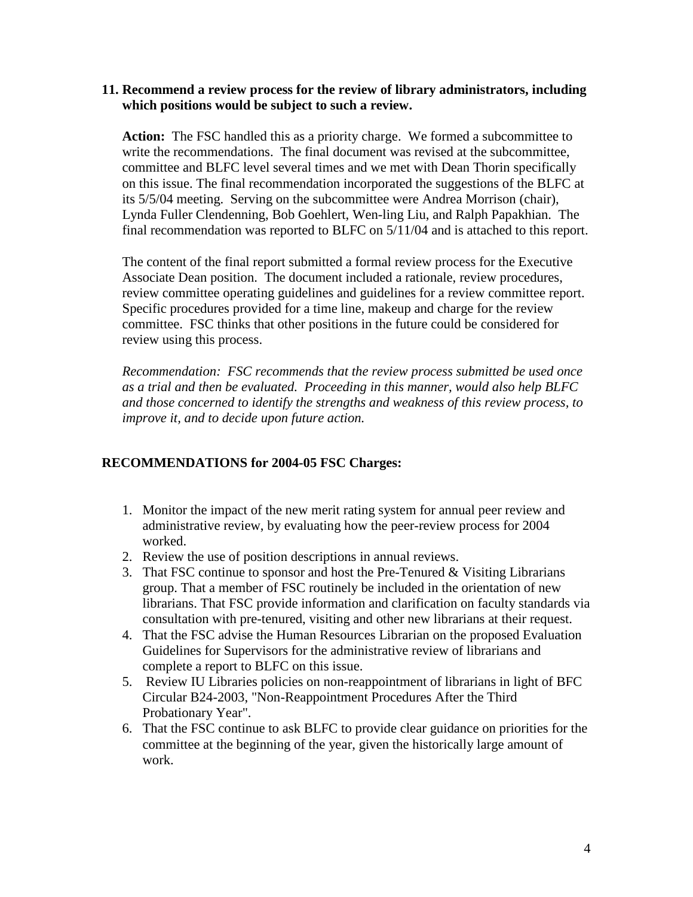**11. Recommend a review process for the review of library administrators, including which positions would be subject to such a review.**

**Action:** The FSC handled this as a priority charge. We formed a subcommittee to write the recommendations. The final document was revised at the subcommittee, committee and BLFC level several times and we met with Dean Thorin specifically on this issue. The final recommendation incorporated the suggestions of the BLFC at its 5/5/04 meeting. Serving on the subcommittee were Andrea Morrison (chair), Lynda Fuller Clendenning, Bob Goehlert, Wen-ling Liu, and Ralph Papakhian. The final recommendation was reported to BLFC on 5/11/04 and is attached to this report.

The content of the final report submitted a formal review process for the Executive Associate Dean position. The document included a rationale, review procedures, review committee operating guidelines and guidelines for a review committee report. Specific procedures provided for a time line, makeup and charge for the review committee. FSC thinks that other positions in the future could be considered for review using this process.

*Recommendation: FSC recommends that the review process submitted be used once as a trial and then be evaluated. Proceeding in this manner, would also help BLFC and those concerned to identify the strengths and weakness of this review process, to improve it, and to decide upon future action.*

**RECOMMENDATIONS for 2004-05 FSC Charges:**

1. Monitor the impact of the new merit rating system for annual peer review and administrative review, by evaluating how the peer-review process for 2004 worked.
2. Review the use of position descriptions in annual reviews.
3. That FSC continue to sponsor and host the Pre-Tenured & Visiting Librarians group. That a member of FSC routinely be included in the orientation of new librarians. That FSC provide information and clarification on faculty standards via consultation with pre-tenured, visiting and other new librarians at their request.
4. That the FSC advise the Human Resources Librarian on the proposed Evaluation Guidelines for Supervisors for the administrative review of librarians and complete a report to BLFC on this issue.
5. Review IU Libraries policies on non-reappointment of librarians in light of BFC Circular B24-2003, "Non-Reappointment Procedures After the Third Probationary Year".
6. That the FSC continue to ask BLFC to provide clear guidance on priorities for the committee at the beginning of the year, given the historically large amount of work.